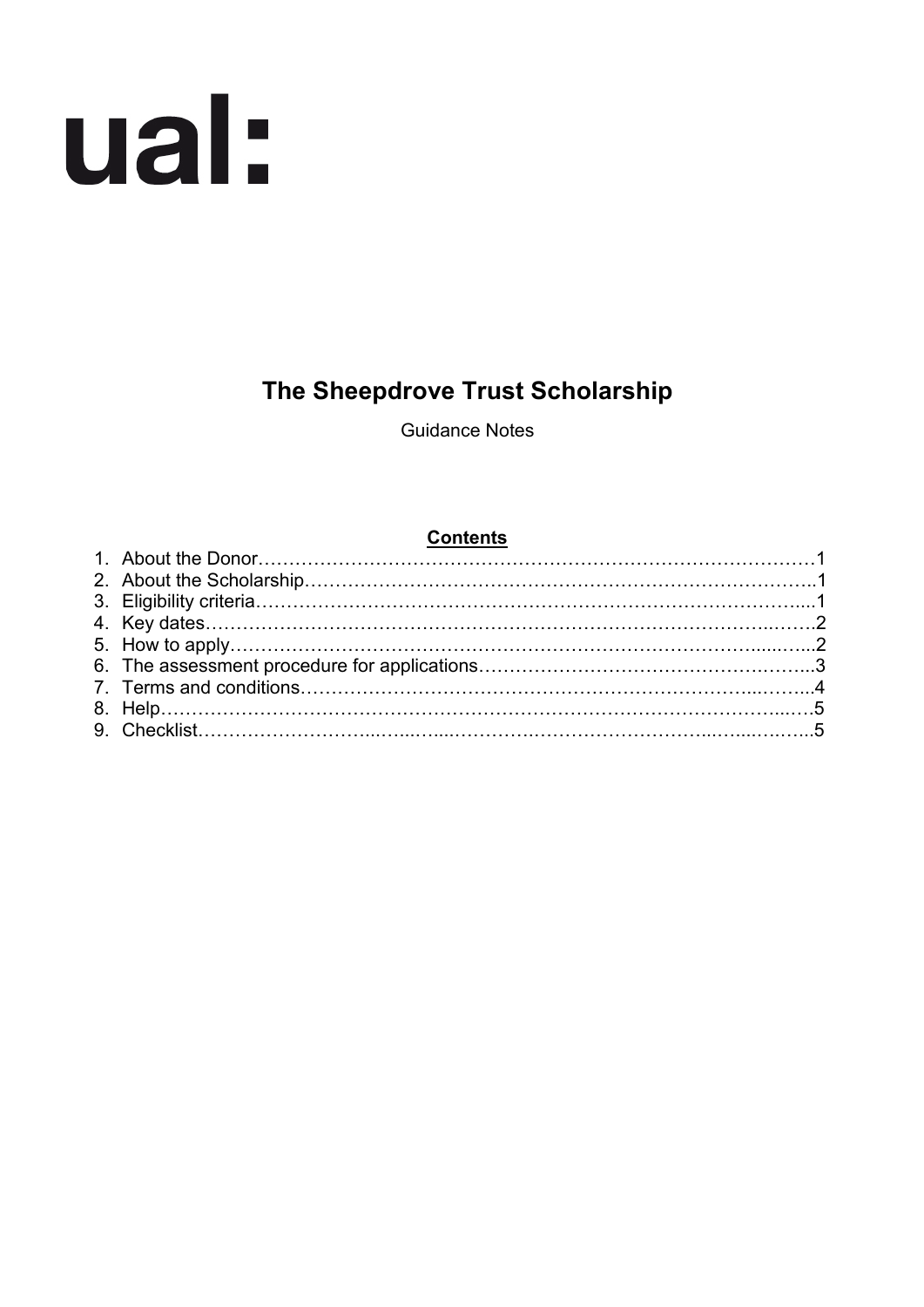ual:

# The Sheepdrove Trust Scholarship

Guidance Notes

**Contents**

1. About the Donor……………………………………………………………………………1
2. About the Scholarship…………………………………………………………………….1
3. Eligibility criteria…………………………………………………………………………....1
4. Key dates…………………………………………………………………………….……2
5. How to apply……………………………………………………………………......…...2
6. The assessment procedure for applications……………………………………….…..3
7. Terms and conditions…………………………………………………………...……...4
8. Help……………………………………………………………………………………...….5
9. Checklist……………………...…...……...………….………………………...…...….…..5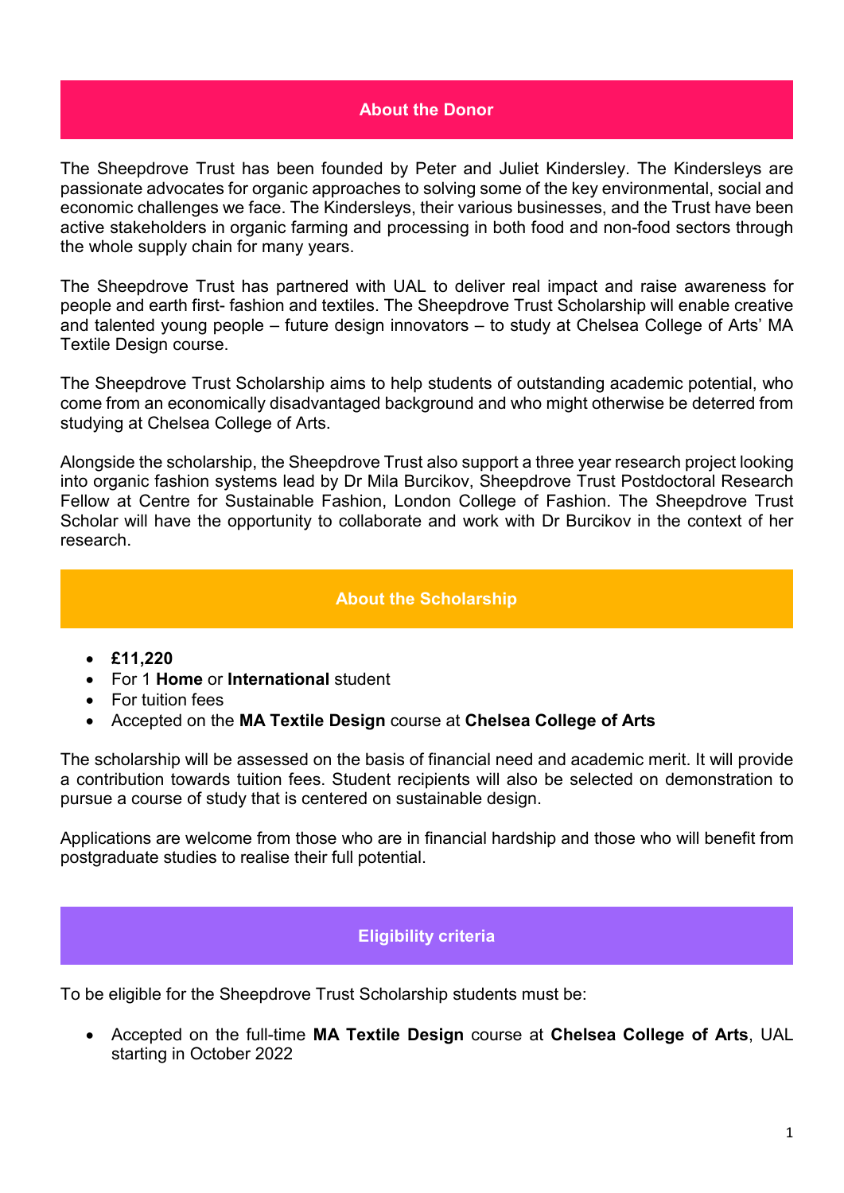## About the Donor

The Sheepdrove Trust has been founded by Peter and Juliet Kindersley. The Kindersleys are passionate advocates for organic approaches to solving some of the key environmental, social and economic challenges we face. The Kindersleys, their various businesses, and the Trust have been active stakeholders in organic farming and processing in both food and non-food sectors through the whole supply chain for many years.

The Sheepdrove Trust has partnered with UAL to deliver real impact and raise awareness for people and earth first- fashion and textiles. The Sheepdrove Trust Scholarship will enable creative and talented young people – future design innovators – to study at Chelsea College of Arts' MA Textile Design course.

The Sheepdrove Trust Scholarship aims to help students of outstanding academic potential, who come from an economically disadvantaged background and who might otherwise be deterred from studying at Chelsea College of Arts.

Alongside the scholarship, the Sheepdrove Trust also support a three year research project looking into organic fashion systems lead by Dr Mila Burcikov, Sheepdrove Trust Postdoctoral Research Fellow at Centre for Sustainable Fashion, London College of Fashion. The Sheepdrove Trust Scholar will have the opportunity to collaborate and work with Dr Burcikov in the context of her research.

## About the Scholarship

- **£11,220**
- For 1 **Home** or **International** student
- For tuition fees
- Accepted on the **MA Textile Design** course at **Chelsea College of Arts**

The scholarship will be assessed on the basis of financial need and academic merit. It will provide a contribution towards tuition fees. Student recipients will also be selected on demonstration to pursue a course of study that is centered on sustainable design.

Applications are welcome from those who are in financial hardship and those who will benefit from postgraduate studies to realise their full potential.

## Eligibility criteria

To be eligible for the Sheepdrove Trust Scholarship students must be:

- Accepted on the full-time **MA Textile Design** course at **Chelsea College of Arts**, UAL starting in October 2022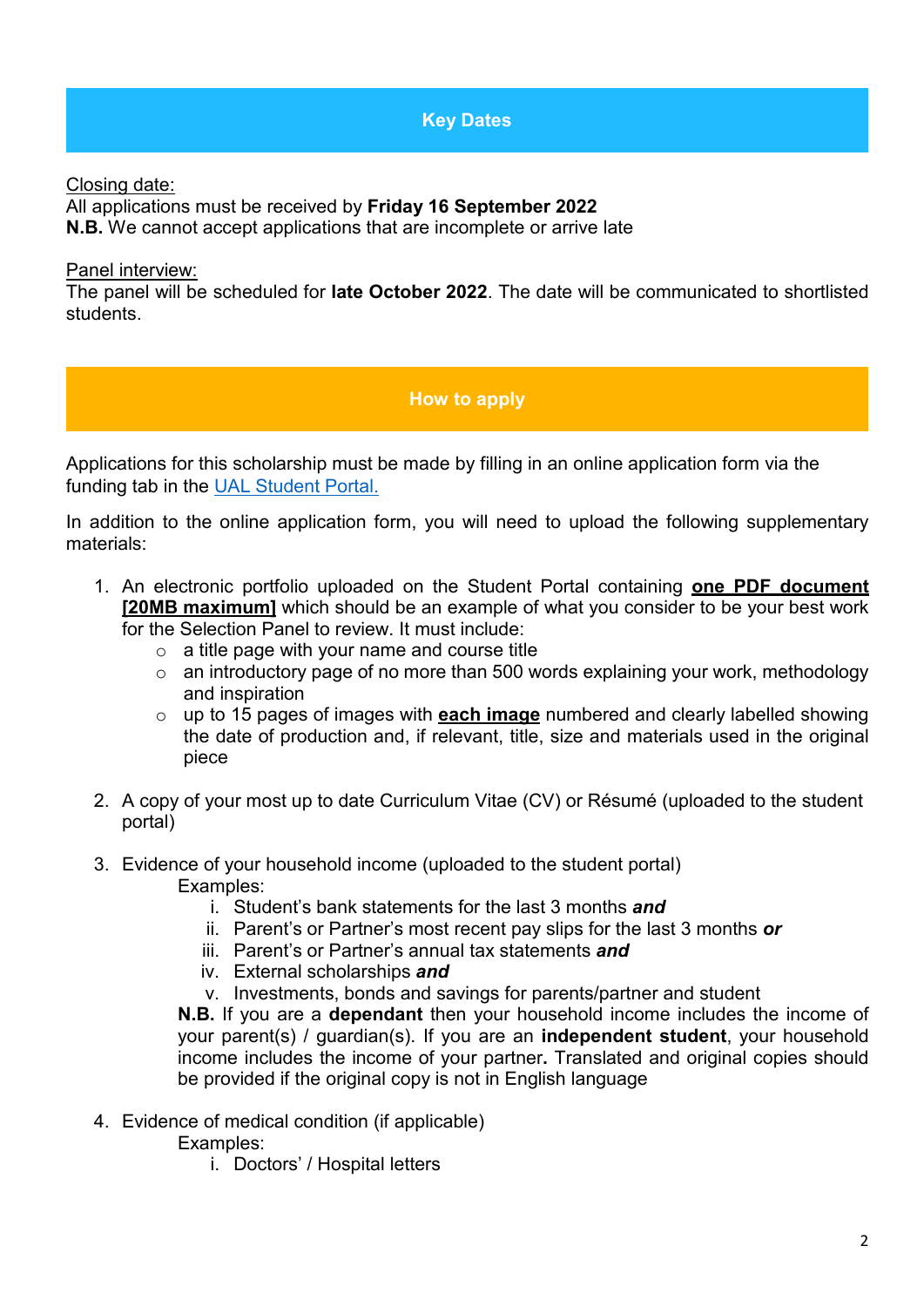## Key Dates

Closing date:
All applications must be received by **Friday 16 September 2022**
**N.B.** We cannot accept applications that are incomplete or arrive late

Panel interview:
The panel will be scheduled for **late October 2022**. The date will be communicated to shortlisted students.

## How to apply

Applications for this scholarship must be made by filling in an online application form via the funding tab in the [UAL Student Portal.]()

In addition to the online application form, you will need to upload the following supplementary materials:

1. An electronic portfolio uploaded on the Student Portal containing **one PDF document [20MB maximum]** which should be an example of what you consider to be your best work for the Selection Panel to review. It must include:
    - a title page with your name and course title
    - an introductory page of no more than 500 words explaining your work, methodology and inspiration
    - up to 15 pages of images with **each image** numbered and clearly labelled showing the date of production and, if relevant, title, size and materials used in the original piece

2. A copy of your most up to date Curriculum Vitae (CV) or Résumé (uploaded to the student portal)

3. Evidence of your household income (uploaded to the student portal)

    Examples:

    i. Student's bank statements for the last 3 months ***and***
    ii. Parent's or Partner's most recent pay slips for the last 3 months ***or***
    iii. Parent's or Partner's annual tax statements ***and***
    iv. External scholarships ***and***
    v. Investments, bonds and savings for parents/partner and student

    **N.B.** If you are a **dependant** then your household income includes the income of your parent(s) / guardian(s). If you are an **independent student**, your household income includes the income of your partner**.** Translated and original copies should be provided if the original copy is not in English language

4. Evidence of medical condition (if applicable)

    Examples:

    i. Doctors' / Hospital letters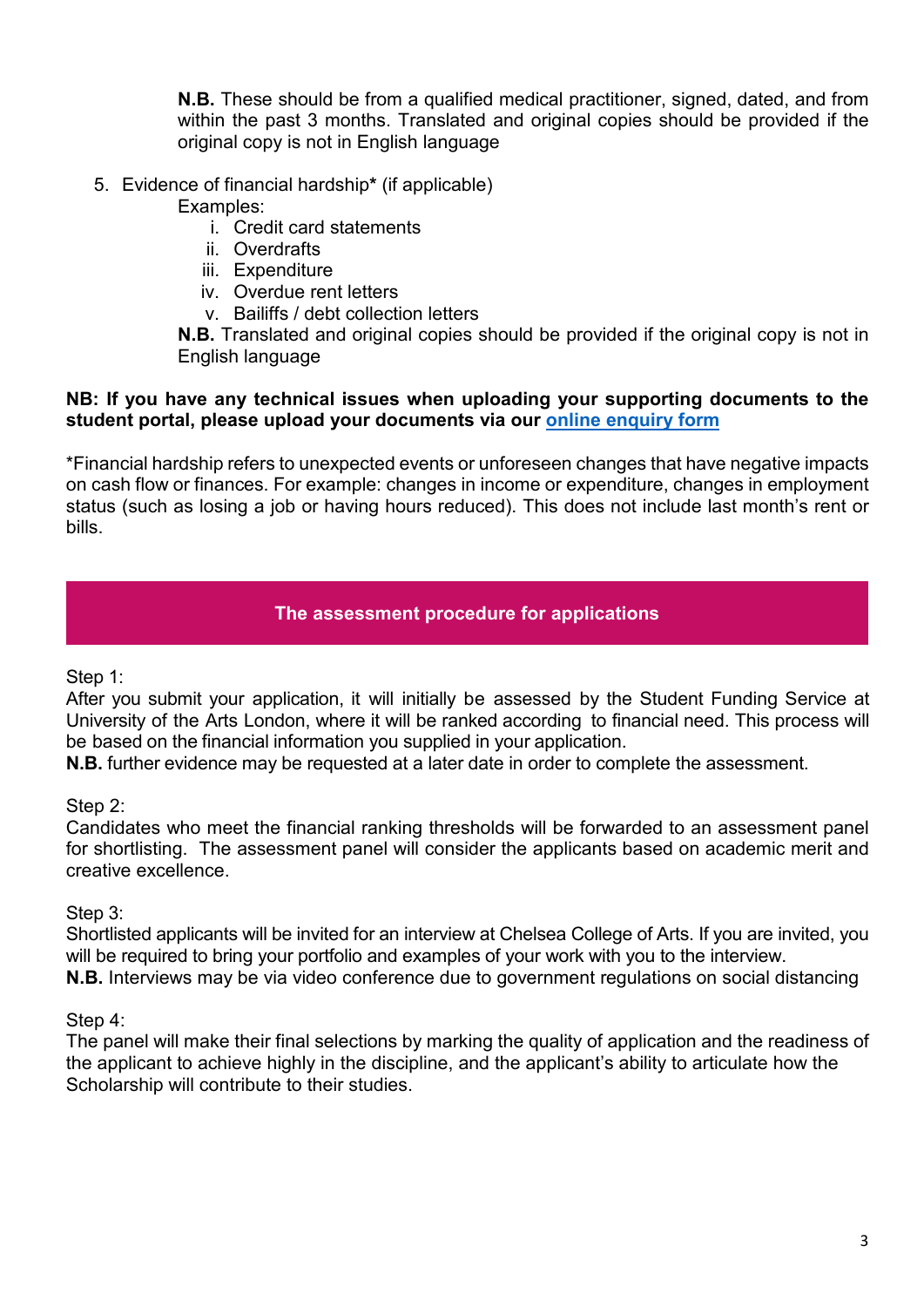**N.B.** These should be from a qualified medical practitioner, signed, dated, and from within the past 3 months. Translated and original copies should be provided if the original copy is not in English language

5. Evidence of financial hardship* (if applicable)

   Examples:

   i. Credit card statements
   ii. Overdrafts
   iii. Expenditure
   iv. Overdue rent letters
   v. Bailiffs / debt collection letters

   **N.B.** Translated and original copies should be provided if the original copy is not in English language

**NB: If you have any technical issues when uploading your supporting documents to the student portal, please upload your documents via our [online enquiry form]()**

*Financial hardship refers to unexpected events or unforeseen changes that have negative impacts on cash flow or finances. For example: changes in income or expenditure, changes in employment status (such as losing a job or having hours reduced). This does not include last month's rent or bills.

## The assessment procedure for applications

Step 1:
After you submit your application, it will initially be assessed by the Student Funding Service at University of the Arts London, where it will be ranked according to financial need. This process will be based on the financial information you supplied in your application.
**N.B.** further evidence may be requested at a later date in order to complete the assessment.

Step 2:
Candidates who meet the financial ranking thresholds will be forwarded to an assessment panel for shortlisting. The assessment panel will consider the applicants based on academic merit and creative excellence.

Step 3:
Shortlisted applicants will be invited for an interview at Chelsea College of Arts. If you are invited, you will be required to bring your portfolio and examples of your work with you to the interview.
**N.B.** Interviews may be via video conference due to government regulations on social distancing

Step 4:
The panel will make their final selections by marking the quality of application and the readiness of the applicant to achieve highly in the discipline, and the applicant's ability to articulate how the Scholarship will contribute to their studies.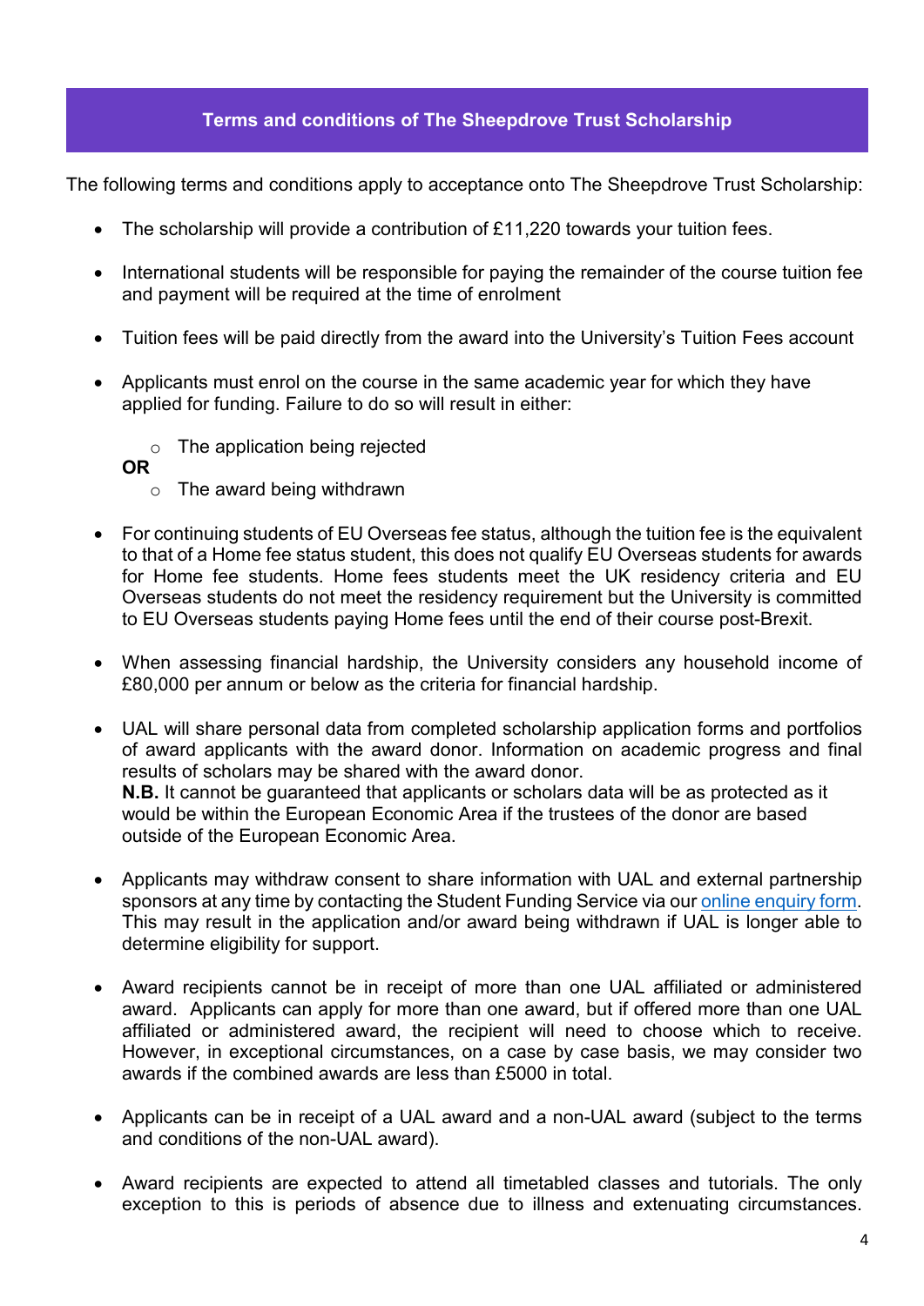## Terms and conditions of The Sheepdrove Trust Scholarship

The following terms and conditions apply to acceptance onto The Sheepdrove Trust Scholarship:

- The scholarship will provide a contribution of £11,220 towards your tuition fees.
- International students will be responsible for paying the remainder of the course tuition fee and payment will be required at the time of enrolment
- Tuition fees will be paid directly from the award into the University's Tuition Fees account
- Applicants must enrol on the course in the same academic year for which they have applied for funding. Failure to do so will result in either:
    - The application being rejected

  **OR**
    - The award being withdrawn
- For continuing students of EU Overseas fee status, although the tuition fee is the equivalent to that of a Home fee status student, this does not qualify EU Overseas students for awards for Home fee students. Home fees students meet the UK residency criteria and EU Overseas students do not meet the residency requirement but the University is committed to EU Overseas students paying Home fees until the end of their course post-Brexit.
- When assessing financial hardship, the University considers any household income of £80,000 per annum or below as the criteria for financial hardship.
- UAL will share personal data from completed scholarship application forms and portfolios of award applicants with the award donor. Information on academic progress and final results of scholars may be shared with the award donor.
  **N.B.** It cannot be guaranteed that applicants or scholars data will be as protected as it would be within the European Economic Area if the trustees of the donor are based outside of the European Economic Area.
- Applicants may withdraw consent to share information with UAL and external partnership sponsors at any time by contacting the Student Funding Service via our online enquiry form. This may result in the application and/or award being withdrawn if UAL is longer able to determine eligibility for support.
- Award recipients cannot be in receipt of more than one UAL affiliated or administered award. Applicants can apply for more than one award, but if offered more than one UAL affiliated or administered award, the recipient will need to choose which to receive. However, in exceptional circumstances, on a case by case basis, we may consider two awards if the combined awards are less than £5000 in total.
- Applicants can be in receipt of a UAL award and a non-UAL award (subject to the terms and conditions of the non-UAL award).
- Award recipients are expected to attend all timetabled classes and tutorials. The only exception to this is periods of absence due to illness and extenuating circumstances.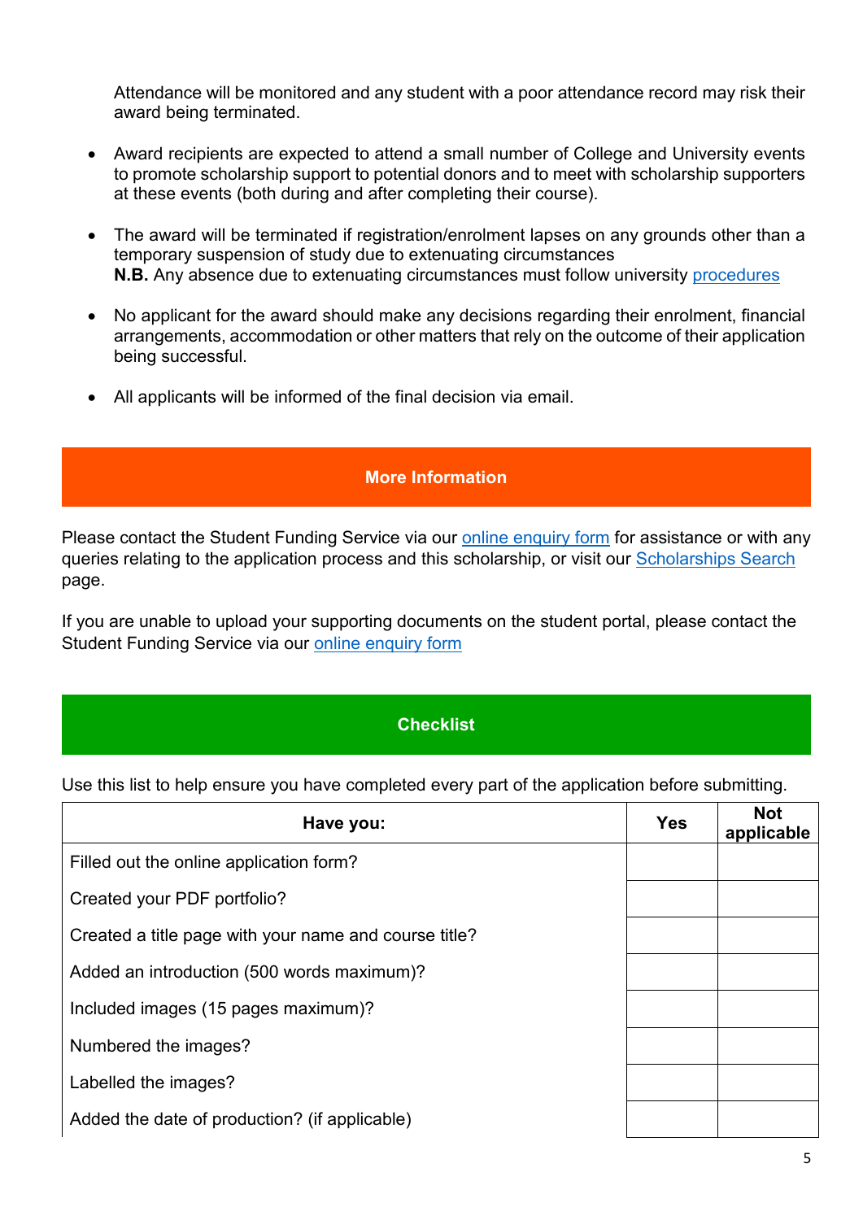Attendance will be monitored and any student with a poor attendance record may risk their award being terminated.

- Award recipients are expected to attend a small number of College and University events to promote scholarship support to potential donors and to meet with scholarship supporters at these events (both during and after completing their course).

- The award will be terminated if registration/enrolment lapses on any grounds other than a temporary suspension of study due to extenuating circumstances
  **N.B.** Any absence due to extenuating circumstances must follow university procedures

- No applicant for the award should make any decisions regarding their enrolment, financial arrangements, accommodation or other matters that rely on the outcome of their application being successful.

- All applicants will be informed of the final decision via email.

## More Information

Please contact the Student Funding Service via our online enquiry form for assistance or with any queries relating to the application process and this scholarship, or visit our Scholarships Search page.

If you are unable to upload your supporting documents on the student portal, please contact the Student Funding Service via our online enquiry form

## Checklist

Use this list to help ensure you have completed every part of the application before submitting.

| Have you: | Yes | Not applicable |
|---|---|---|
| Filled out the online application form? | | |
| Created your PDF portfolio? | | |
| Created a title page with your name and course title? | | |
| Added an introduction (500 words maximum)? | | |
| Included images (15 pages maximum)? | | |
| Numbered the images? | | |
| Labelled the images? | | |
| Added the date of production? (if applicable) | | |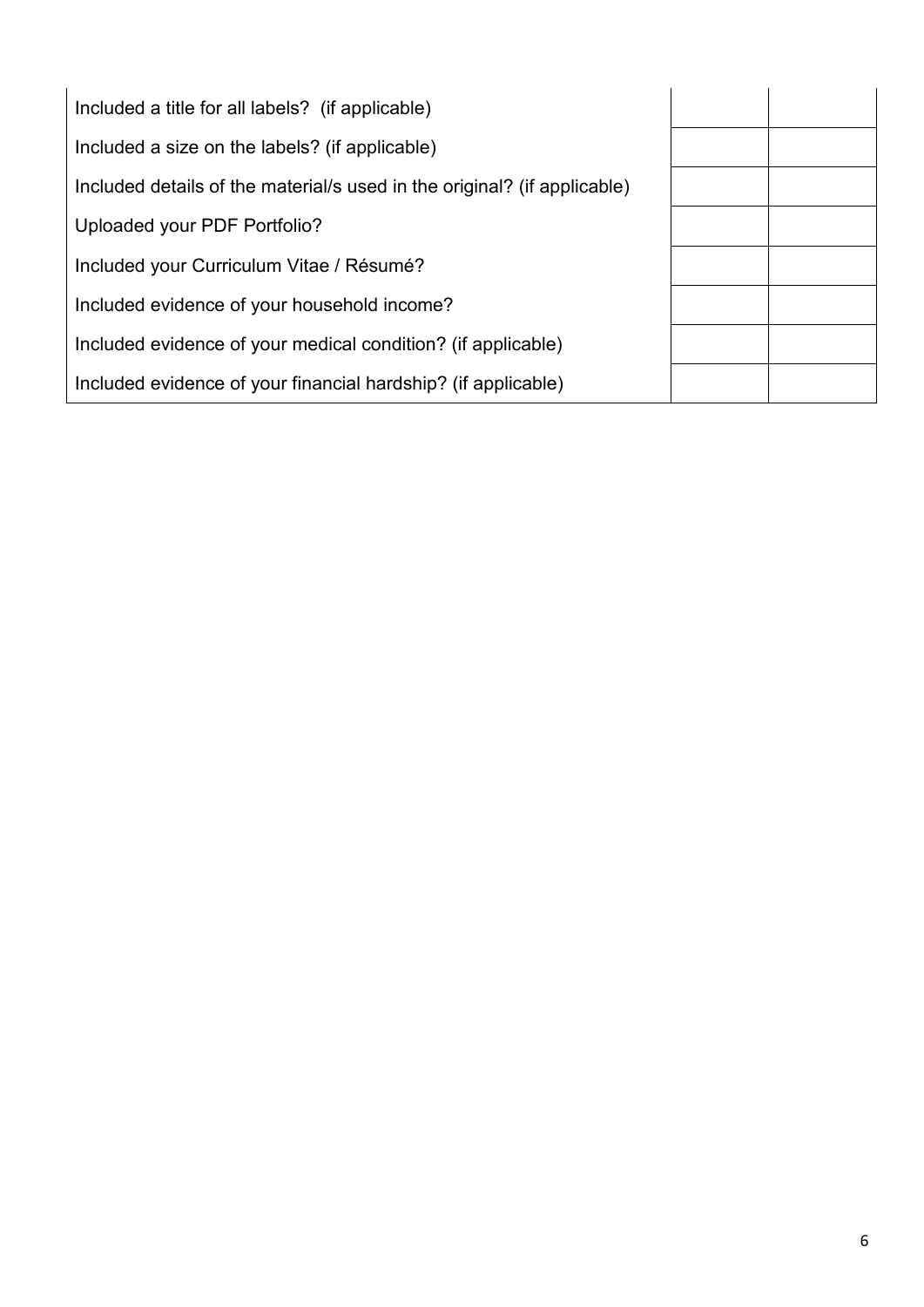| | | |
|---|---|---|
| Included a title for all labels? (if applicable) | | |
| Included a size on the labels? (if applicable) | | |
| Included details of the material/s used in the original? (if applicable) | | |
| Uploaded your PDF Portfolio? | | |
| Included your Curriculum Vitae / Résumé? | | |
| Included evidence of your household income? | | |
| Included evidence of your medical condition? (if applicable) | | |
| Included evidence of your financial hardship? (if applicable) | | |